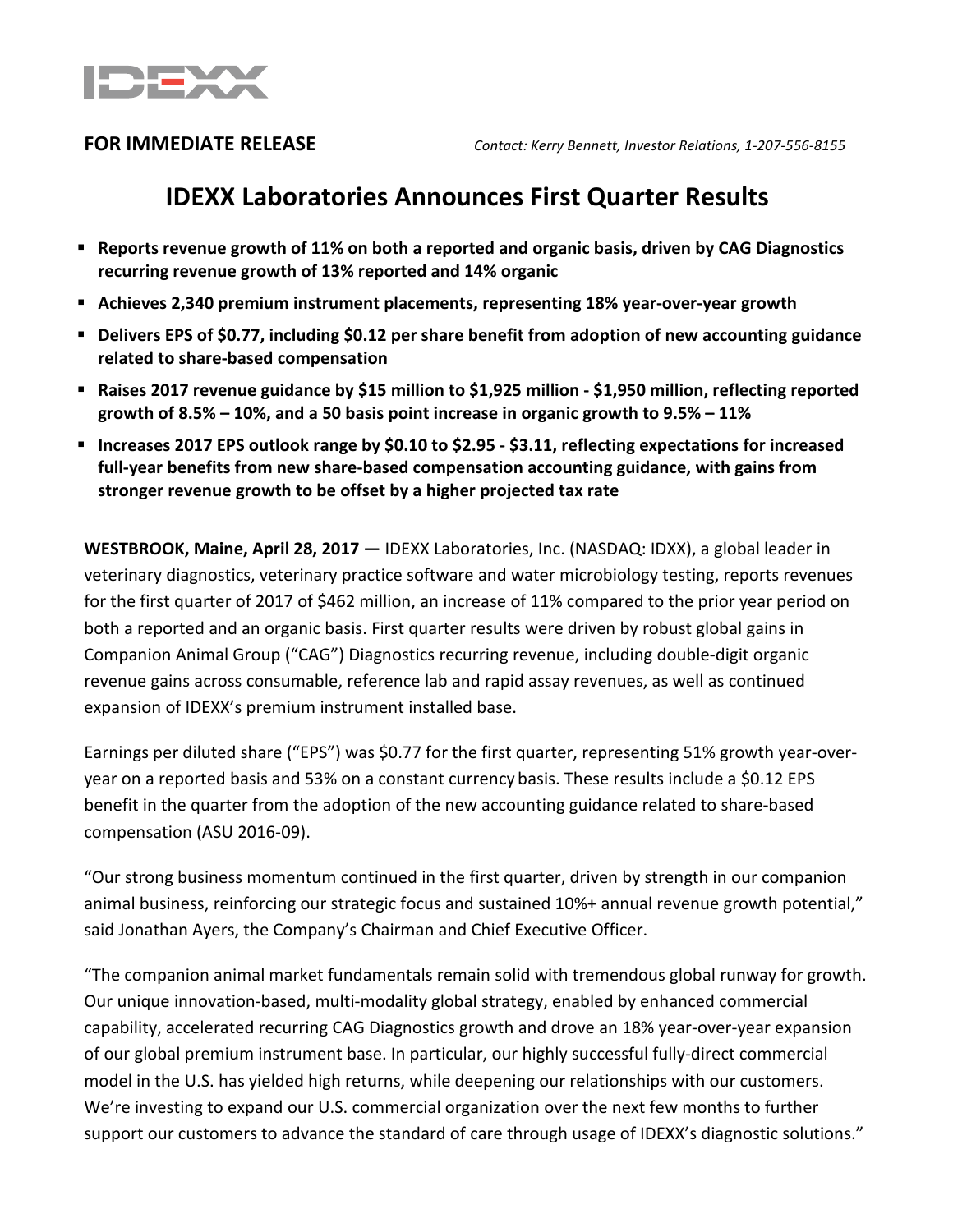**FOR IMMEDIATE RELEASE** *Contact: Kerry Bennett, Investor Relations, 1-207-556-8155*

# IDEXX Laboratories Announces First Quarter Results

- **Reports revenue growth of 11% on both a reported and organic basis, driven by CAG Diagnostics recurring revenue growth of 13% reported and 14% organic**
- **Achieves 2,340 premium instrument placements, representing 18% year-over-year growth**
- **Delivers EPS of $0.77, including $0.12 per share benefit from adoption of new accounting guidance related to share-based compensation**
- **Raises 2017 revenue guidance by $15 million to $1,925 million - $1,950 million, reflecting reported growth of 8.5% – 10%, and a 50 basis point increase in organic growth to 9.5% – 11%**
- **Increases 2017 EPS outlook range by $0.10 to $2.95 - $3.11, reflecting expectations for increased full-year benefits from new share-based compensation accounting guidance, with gains from stronger revenue growth to be offset by a higher projected tax rate**

**WESTBROOK, Maine, April 28, 2017 —** IDEXX Laboratories, Inc. (NASDAQ: IDXX), a global leader in veterinary diagnostics, veterinary practice software and water microbiology testing, reports revenues for the first quarter of 2017 of $462 million, an increase of 11% compared to the prior year period on both a reported and an organic basis. First quarter results were driven by robust global gains in Companion Animal Group ("CAG") Diagnostics recurring revenue, including double-digit organic revenue gains across consumable, reference lab and rapid assay revenues, as well as continued expansion of IDEXX's premium instrument installed base.

Earnings per diluted share ("EPS") was $0.77 for the first quarter, representing 51% growth year-over-year on a reported basis and 53% on a constant currency basis. These results include a $0.12 EPS benefit in the quarter from the adoption of the new accounting guidance related to share-based compensation (ASU 2016-09).

"Our strong business momentum continued in the first quarter, driven by strength in our companion animal business, reinforcing our strategic focus and sustained 10%+ annual revenue growth potential," said Jonathan Ayers, the Company's Chairman and Chief Executive Officer.

"The companion animal market fundamentals remain solid with tremendous global runway for growth. Our unique innovation-based, multi-modality global strategy, enabled by enhanced commercial capability, accelerated recurring CAG Diagnostics growth and drove an 18% year-over-year expansion of our global premium instrument base. In particular, our highly successful fully-direct commercial model in the U.S. has yielded high returns, while deepening our relationships with our customers. We're investing to expand our U.S. commercial organization over the next few months to further support our customers to advance the standard of care through usage of IDEXX's diagnostic solutions."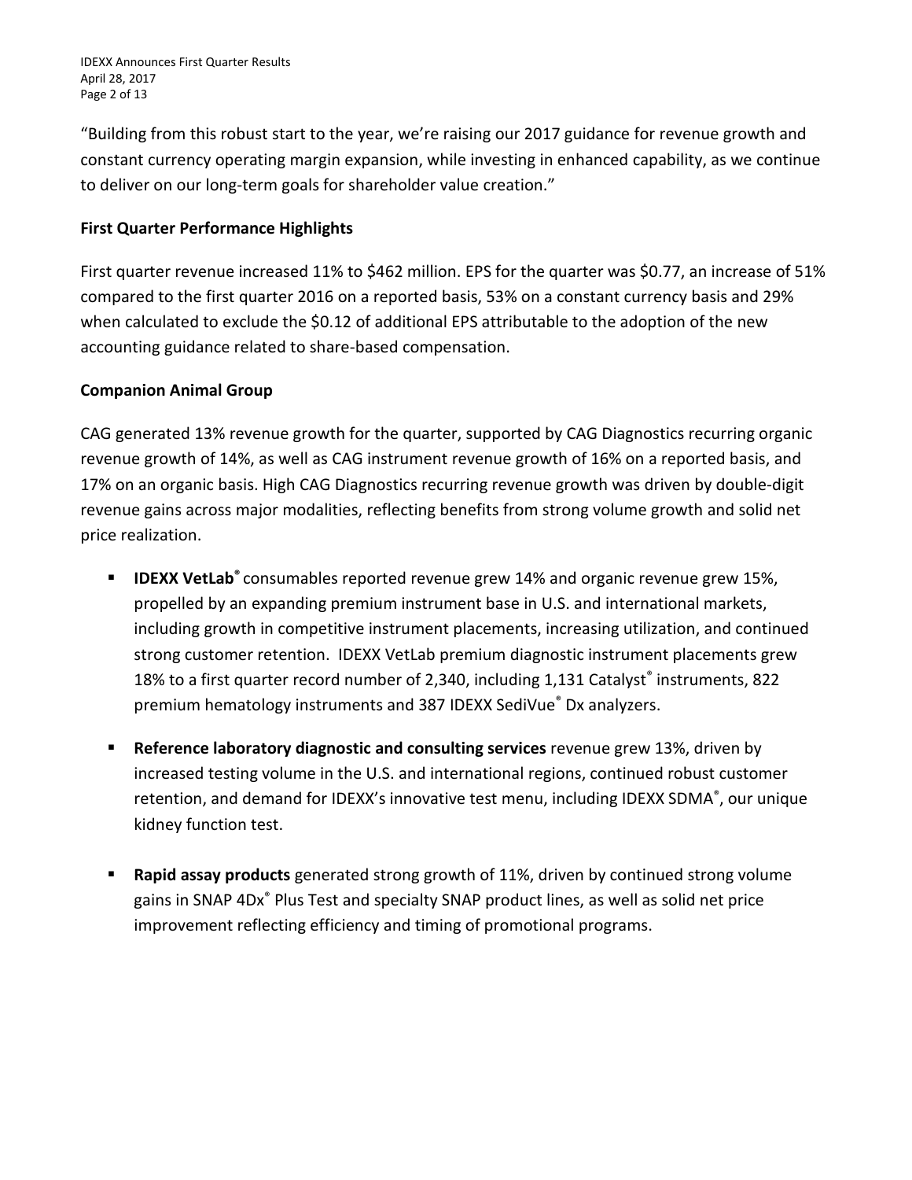"Building from this robust start to the year, we're raising our 2017 guidance for revenue growth and constant currency operating margin expansion, while investing in enhanced capability, as we continue to deliver on our long-term goals for shareholder value creation."

**First Quarter Performance Highlights**

First quarter revenue increased 11% to $462 million. EPS for the quarter was $0.77, an increase of 51% compared to the first quarter 2016 on a reported basis, 53% on a constant currency basis and 29% when calculated to exclude the $0.12 of additional EPS attributable to the adoption of the new accounting guidance related to share-based compensation.

**Companion Animal Group**

CAG generated 13% revenue growth for the quarter, supported by CAG Diagnostics recurring organic revenue growth of 14%, as well as CAG instrument revenue growth of 16% on a reported basis, and 17% on an organic basis. High CAG Diagnostics recurring revenue growth was driven by double-digit revenue gains across major modalities, reflecting benefits from strong volume growth and solid net price realization.

- **IDEXX VetLab®** consumables reported revenue grew 14% and organic revenue grew 15%, propelled by an expanding premium instrument base in U.S. and international markets, including growth in competitive instrument placements, increasing utilization, and continued strong customer retention. IDEXX VetLab premium diagnostic instrument placements grew 18% to a first quarter record number of 2,340, including 1,131 Catalyst® instruments, 822 premium hematology instruments and 387 IDEXX SediVue® Dx analyzers.

- **Reference laboratory diagnostic and consulting services** revenue grew 13%, driven by increased testing volume in the U.S. and international regions, continued robust customer retention, and demand for IDEXX's innovative test menu, including IDEXX SDMA®, our unique kidney function test.

- **Rapid assay products** generated strong growth of 11%, driven by continued strong volume gains in SNAP 4Dx® Plus Test and specialty SNAP product lines, as well as solid net price improvement reflecting efficiency and timing of promotional programs.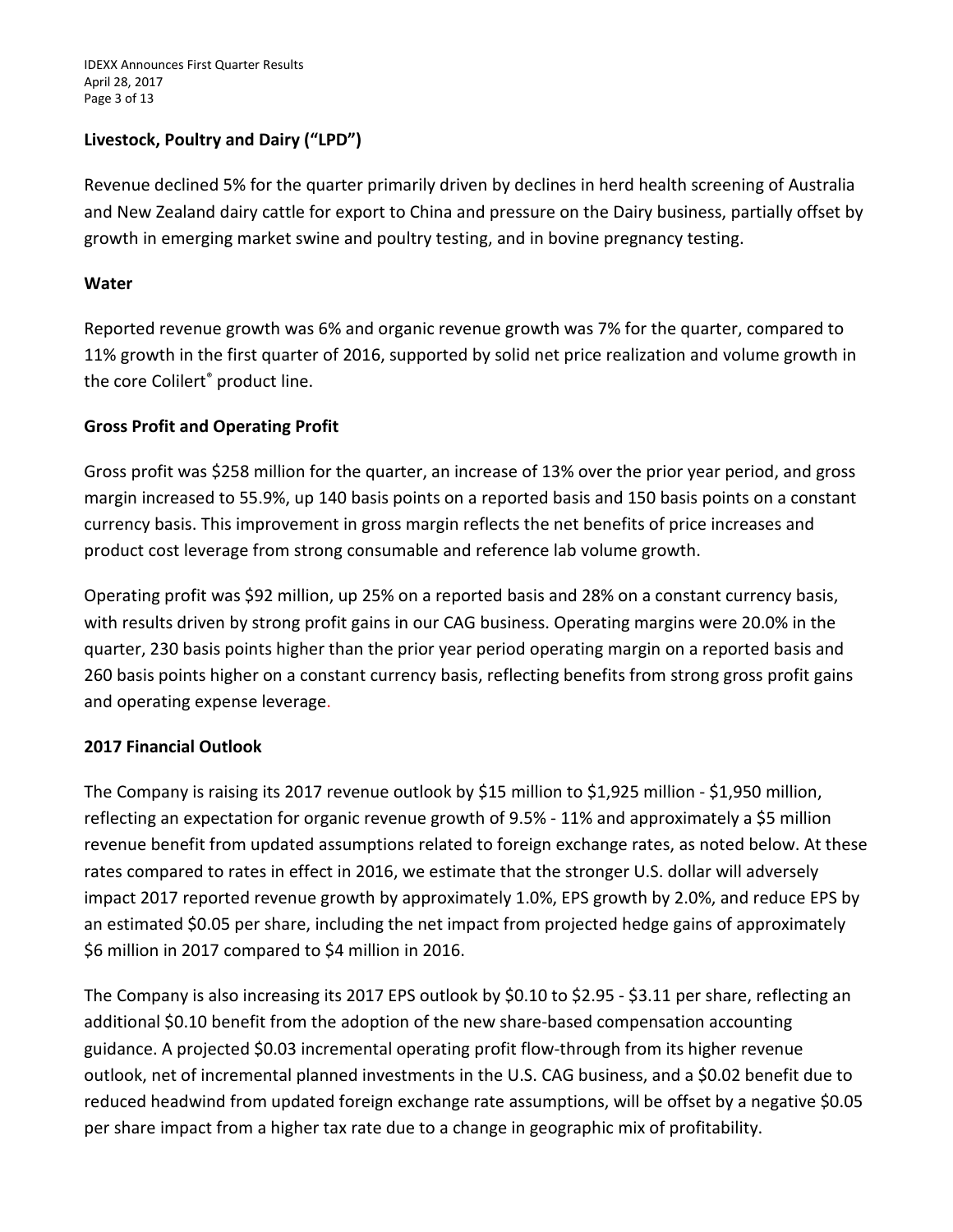## Livestock, Poultry and Dairy ("LPD")

Revenue declined 5% for the quarter primarily driven by declines in herd health screening of Australia and New Zealand dairy cattle for export to China and pressure on the Dairy business, partially offset by growth in emerging market swine and poultry testing, and in bovine pregnancy testing.

## Water

Reported revenue growth was 6% and organic revenue growth was 7% for the quarter, compared to 11% growth in the first quarter of 2016, supported by solid net price realization and volume growth in the core Colilert® product line.

## Gross Profit and Operating Profit

Gross profit was $258 million for the quarter, an increase of 13% over the prior year period, and gross margin increased to 55.9%, up 140 basis points on a reported basis and 150 basis points on a constant currency basis. This improvement in gross margin reflects the net benefits of price increases and product cost leverage from strong consumable and reference lab volume growth.

Operating profit was $92 million, up 25% on a reported basis and 28% on a constant currency basis, with results driven by strong profit gains in our CAG business. Operating margins were 20.0% in the quarter, 230 basis points higher than the prior year period operating margin on a reported basis and 260 basis points higher on a constant currency basis, reflecting benefits from strong gross profit gains and operating expense leverage.

## 2017 Financial Outlook

The Company is raising its 2017 revenue outlook by $15 million to $1,925 million - $1,950 million, reflecting an expectation for organic revenue growth of 9.5% - 11% and approximately a $5 million revenue benefit from updated assumptions related to foreign exchange rates, as noted below. At these rates compared to rates in effect in 2016, we estimate that the stronger U.S. dollar will adversely impact 2017 reported revenue growth by approximately 1.0%, EPS growth by 2.0%, and reduce EPS by an estimated $0.05 per share, including the net impact from projected hedge gains of approximately $6 million in 2017 compared to $4 million in 2016.

The Company is also increasing its 2017 EPS outlook by $0.10 to $2.95 - $3.11 per share, reflecting an additional $0.10 benefit from the adoption of the new share-based compensation accounting guidance. A projected $0.03 incremental operating profit flow-through from its higher revenue outlook, net of incremental planned investments in the U.S. CAG business, and a $0.02 benefit due to reduced headwind from updated foreign exchange rate assumptions, will be offset by a negative $0.05 per share impact from a higher tax rate due to a change in geographic mix of profitability.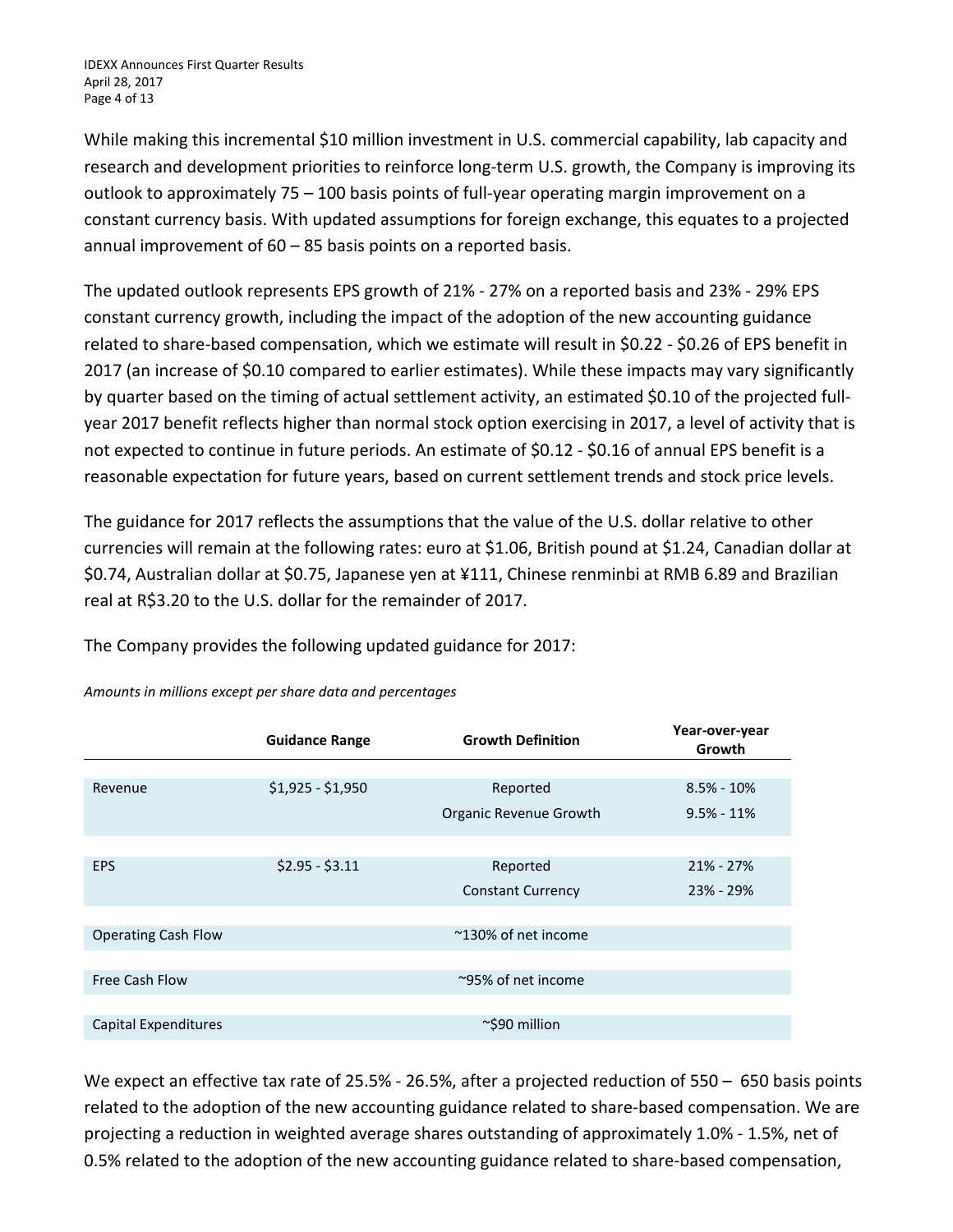While making this incremental $10 million investment in U.S. commercial capability, lab capacity and research and development priorities to reinforce long-term U.S. growth, the Company is improving its outlook to approximately 75 – 100 basis points of full-year operating margin improvement on a constant currency basis. With updated assumptions for foreign exchange, this equates to a projected annual improvement of 60 – 85 basis points on a reported basis.

The updated outlook represents EPS growth of 21% - 27% on a reported basis and 23% - 29% EPS constant currency growth, including the impact of the adoption of the new accounting guidance related to share-based compensation, which we estimate will result in $0.22 - $0.26 of EPS benefit in 2017 (an increase of $0.10 compared to earlier estimates). While these impacts may vary significantly by quarter based on the timing of actual settlement activity, an estimated $0.10 of the projected full-year 2017 benefit reflects higher than normal stock option exercising in 2017, a level of activity that is not expected to continue in future periods. An estimate of $0.12 - $0.16 of annual EPS benefit is a reasonable expectation for future years, based on current settlement trends and stock price levels.

The guidance for 2017 reflects the assumptions that the value of the U.S. dollar relative to other currencies will remain at the following rates: euro at $1.06, British pound at $1.24, Canadian dollar at $0.74, Australian dollar at $0.75, Japanese yen at ¥111, Chinese renminbi at RMB 6.89 and Brazilian real at R$3.20 to the U.S. dollar for the remainder of 2017.

The Company provides the following updated guidance for 2017:

*Amounts in millions except per share data and percentages*

| | Guidance Range | Growth Definition | Year-over-year Growth |
|---|---|---|---|
| Revenue | $1,925 - $1,950 | Reported | 8.5% - 10% |
| | | Organic Revenue Growth | 9.5% - 11% |
| EPS | $2.95 - $3.11 | Reported | 21% - 27% |
| | | Constant Currency | 23% - 29% |
| Operating Cash Flow | | ~130% of net income | |
| Free Cash Flow | | ~95% of net income | |
| Capital Expenditures | | ~$90 million | |

We expect an effective tax rate of 25.5% - 26.5%, after a projected reduction of 550 – 650 basis points related to the adoption of the new accounting guidance related to share-based compensation. We are projecting a reduction in weighted average shares outstanding of approximately 1.0% - 1.5%, net of 0.5% related to the adoption of the new accounting guidance related to share-based compensation,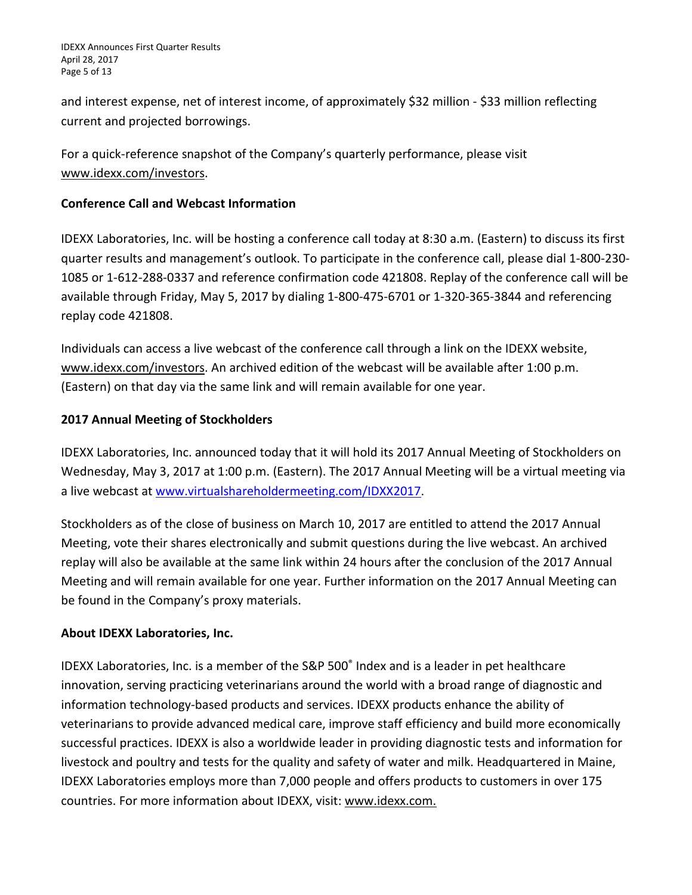and interest expense, net of interest income, of approximately $32 million - $33 million reflecting current and projected borrowings.

For a quick-reference snapshot of the Company's quarterly performance, please visit www.idexx.com/investors.

**Conference Call and Webcast Information**

IDEXX Laboratories, Inc. will be hosting a conference call today at 8:30 a.m. (Eastern) to discuss its first quarter results and management's outlook. To participate in the conference call, please dial 1-800-230-1085 or 1-612-288-0337 and reference confirmation code 421808. Replay of the conference call will be available through Friday, May 5, 2017 by dialing 1-800-475-6701 or 1-320-365-3844 and referencing replay code 421808.

Individuals can access a live webcast of the conference call through a link on the IDEXX website, www.idexx.com/investors. An archived edition of the webcast will be available after 1:00 p.m. (Eastern) on that day via the same link and will remain available for one year.

**2017 Annual Meeting of Stockholders**

IDEXX Laboratories, Inc. announced today that it will hold its 2017 Annual Meeting of Stockholders on Wednesday, May 3, 2017 at 1:00 p.m. (Eastern). The 2017 Annual Meeting will be a virtual meeting via a live webcast at www.virtualshareholdermeeting.com/IDXX2017.

Stockholders as of the close of business on March 10, 2017 are entitled to attend the 2017 Annual Meeting, vote their shares electronically and submit questions during the live webcast. An archived replay will also be available at the same link within 24 hours after the conclusion of the 2017 Annual Meeting and will remain available for one year. Further information on the 2017 Annual Meeting can be found in the Company's proxy materials.

**About IDEXX Laboratories, Inc.**

IDEXX Laboratories, Inc. is a member of the S&P 500® Index and is a leader in pet healthcare innovation, serving practicing veterinarians around the world with a broad range of diagnostic and information technology-based products and services. IDEXX products enhance the ability of veterinarians to provide advanced medical care, improve staff efficiency and build more economically successful practices. IDEXX is also a worldwide leader in providing diagnostic tests and information for livestock and poultry and tests for the quality and safety of water and milk. Headquartered in Maine, IDEXX Laboratories employs more than 7,000 people and offers products to customers in over 175 countries. For more information about IDEXX, visit: www.idexx.com.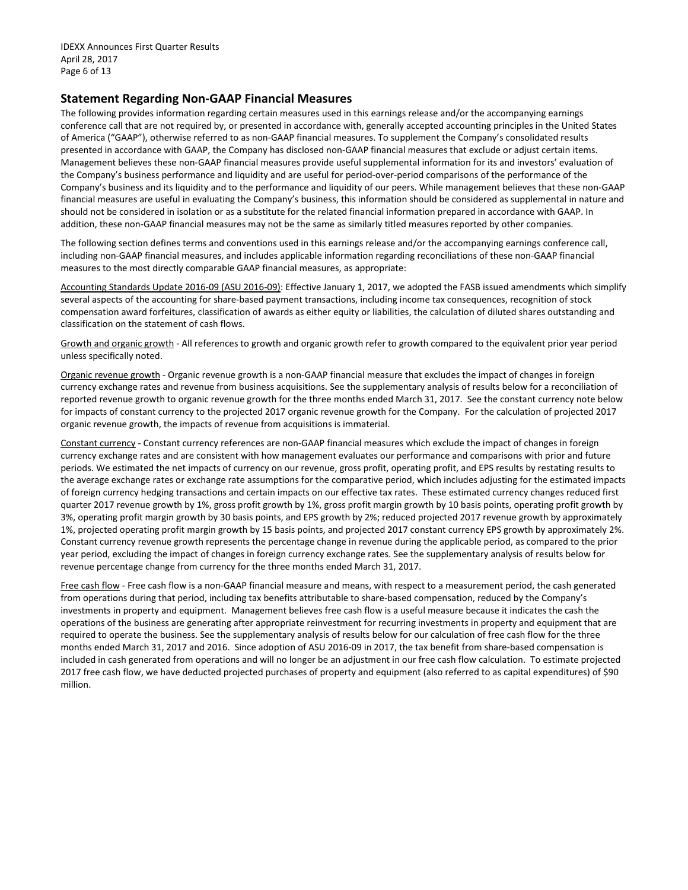## Statement Regarding Non-GAAP Financial Measures

The following provides information regarding certain measures used in this earnings release and/or the accompanying earnings conference call that are not required by, or presented in accordance with, generally accepted accounting principles in the United States of America ("GAAP"), otherwise referred to as non-GAAP financial measures. To supplement the Company's consolidated results presented in accordance with GAAP, the Company has disclosed non-GAAP financial measures that exclude or adjust certain items. Management believes these non-GAAP financial measures provide useful supplemental information for its and investors' evaluation of the Company's business performance and liquidity and are useful for period-over-period comparisons of the performance of the Company's business and its liquidity and to the performance and liquidity of our peers. While management believes that these non-GAAP financial measures are useful in evaluating the Company's business, this information should be considered as supplemental in nature and should not be considered in isolation or as a substitute for the related financial information prepared in accordance with GAAP. In addition, these non-GAAP financial measures may not be the same as similarly titled measures reported by other companies.

The following section defines terms and conventions used in this earnings release and/or the accompanying earnings conference call, including non-GAAP financial measures, and includes applicable information regarding reconciliations of these non-GAAP financial measures to the most directly comparable GAAP financial measures, as appropriate:

Accounting Standards Update 2016-09 (ASU 2016-09): Effective January 1, 2017, we adopted the FASB issued amendments which simplify several aspects of the accounting for share-based payment transactions, including income tax consequences, recognition of stock compensation award forfeitures, classification of awards as either equity or liabilities, the calculation of diluted shares outstanding and classification on the statement of cash flows.

Growth and organic growth - All references to growth and organic growth refer to growth compared to the equivalent prior year period unless specifically noted.

Organic revenue growth - Organic revenue growth is a non-GAAP financial measure that excludes the impact of changes in foreign currency exchange rates and revenue from business acquisitions. See the supplementary analysis of results below for a reconciliation of reported revenue growth to organic revenue growth for the three months ended March 31, 2017. See the constant currency note below for impacts of constant currency to the projected 2017 organic revenue growth for the Company. For the calculation of projected 2017 organic revenue growth, the impacts of revenue from acquisitions is immaterial.

Constant currency - Constant currency references are non-GAAP financial measures which exclude the impact of changes in foreign currency exchange rates and are consistent with how management evaluates our performance and comparisons with prior and future periods. We estimated the net impacts of currency on our revenue, gross profit, operating profit, and EPS results by restating results to the average exchange rates or exchange rate assumptions for the comparative period, which includes adjusting for the estimated impacts of foreign currency hedging transactions and certain impacts on our effective tax rates. These estimated currency changes reduced first quarter 2017 revenue growth by 1%, gross profit growth by 1%, gross profit margin growth by 10 basis points, operating profit growth by 3%, operating profit margin growth by 30 basis points, and EPS growth by 2%; reduced projected 2017 revenue growth by approximately 1%, projected operating profit margin growth by 15 basis points, and projected 2017 constant currency EPS growth by approximately 2%. Constant currency revenue growth represents the percentage change in revenue during the applicable period, as compared to the prior year period, excluding the impact of changes in foreign currency exchange rates. See the supplementary analysis of results below for revenue percentage change from currency for the three months ended March 31, 2017.

Free cash flow - Free cash flow is a non-GAAP financial measure and means, with respect to a measurement period, the cash generated from operations during that period, including tax benefits attributable to share-based compensation, reduced by the Company's investments in property and equipment. Management believes free cash flow is a useful measure because it indicates the cash the operations of the business are generating after appropriate reinvestment for recurring investments in property and equipment that are required to operate the business. See the supplementary analysis of results below for our calculation of free cash flow for the three months ended March 31, 2017 and 2016. Since adoption of ASU 2016-09 in 2017, the tax benefit from share-based compensation is included in cash generated from operations and will no longer be an adjustment in our free cash flow calculation. To estimate projected 2017 free cash flow, we have deducted projected purchases of property and equipment (also referred to as capital expenditures) of $90 million.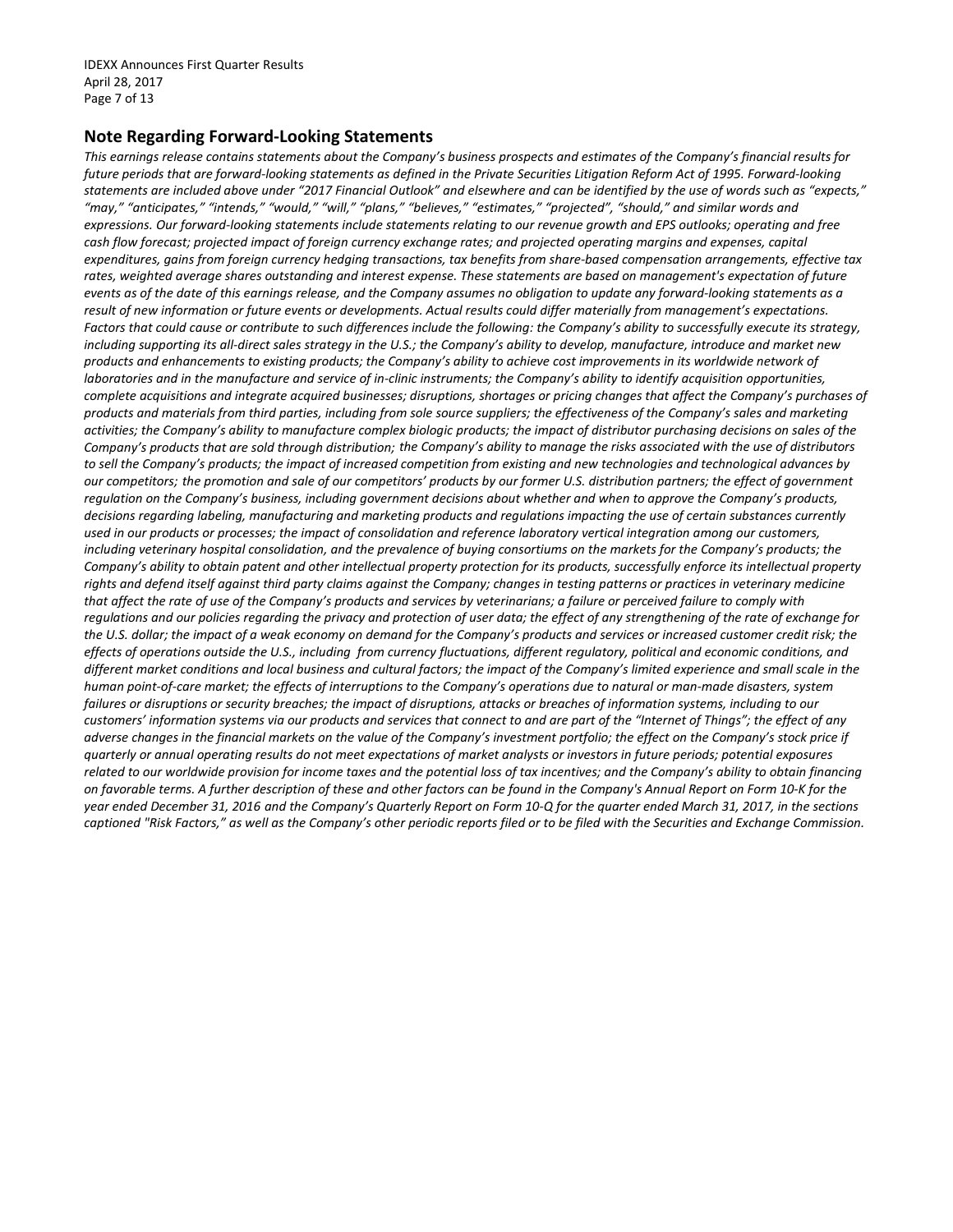## Note Regarding Forward-Looking Statements

*This earnings release contains statements about the Company's business prospects and estimates of the Company's financial results for future periods that are forward-looking statements as defined in the Private Securities Litigation Reform Act of 1995. Forward-looking statements are included above under "2017 Financial Outlook" and elsewhere and can be identified by the use of words such as "expects," "may," "anticipates," "intends," "would," "will," "plans," "believes," "estimates," "projected", "should," and similar words and expressions. Our forward-looking statements include statements relating to our revenue growth and EPS outlooks; operating and free cash flow forecast; projected impact of foreign currency exchange rates; and projected operating margins and expenses, capital expenditures, gains from foreign currency hedging transactions, tax benefits from share-based compensation arrangements, effective tax rates, weighted average shares outstanding and interest expense. These statements are based on management's expectation of future events as of the date of this earnings release, and the Company assumes no obligation to update any forward-looking statements as a result of new information or future events or developments. Actual results could differ materially from management's expectations. Factors that could cause or contribute to such differences include the following: the Company's ability to successfully execute its strategy, including supporting its all-direct sales strategy in the U.S.; the Company's ability to develop, manufacture, introduce and market new products and enhancements to existing products; the Company's ability to achieve cost improvements in its worldwide network of laboratories and in the manufacture and service of in-clinic instruments; the Company's ability to identify acquisition opportunities, complete acquisitions and integrate acquired businesses; disruptions, shortages or pricing changes that affect the Company's purchases of products and materials from third parties, including from sole source suppliers; the effectiveness of the Company's sales and marketing activities; the Company's ability to manufacture complex biologic products; the impact of distributor purchasing decisions on sales of the Company's products that are sold through distribution; the Company's ability to manage the risks associated with the use of distributors to sell the Company's products; the impact of increased competition from existing and new technologies and technological advances by our competitors; the promotion and sale of our competitors' products by our former U.S. distribution partners; the effect of government regulation on the Company's business, including government decisions about whether and when to approve the Company's products, decisions regarding labeling, manufacturing and marketing products and regulations impacting the use of certain substances currently used in our products or processes; the impact of consolidation and reference laboratory vertical integration among our customers, including veterinary hospital consolidation, and the prevalence of buying consortiums on the markets for the Company's products; the Company's ability to obtain patent and other intellectual property protection for its products, successfully enforce its intellectual property rights and defend itself against third party claims against the Company; changes in testing patterns or practices in veterinary medicine that affect the rate of use of the Company's products and services by veterinarians; a failure or perceived failure to comply with regulations and our policies regarding the privacy and protection of user data; the effect of any strengthening of the rate of exchange for the U.S. dollar; the impact of a weak economy on demand for the Company's products and services or increased customer credit risk; the effects of operations outside the U.S., including from currency fluctuations, different regulatory, political and economic conditions, and different market conditions and local business and cultural factors; the impact of the Company's limited experience and small scale in the human point-of-care market; the effects of interruptions to the Company's operations due to natural or man-made disasters, system failures or disruptions or security breaches; the impact of disruptions, attacks or breaches of information systems, including to our customers' information systems via our products and services that connect to and are part of the "Internet of Things"; the effect of any adverse changes in the financial markets on the value of the Company's investment portfolio; the effect on the Company's stock price if quarterly or annual operating results do not meet expectations of market analysts or investors in future periods; potential exposures related to our worldwide provision for income taxes and the potential loss of tax incentives; and the Company's ability to obtain financing on favorable terms. A further description of these and other factors can be found in the Company's Annual Report on Form 10-K for the year ended December 31, 2016 and the Company's Quarterly Report on Form 10-Q for the quarter ended March 31, 2017, in the sections captioned "Risk Factors," as well as the Company's other periodic reports filed or to be filed with the Securities and Exchange Commission.*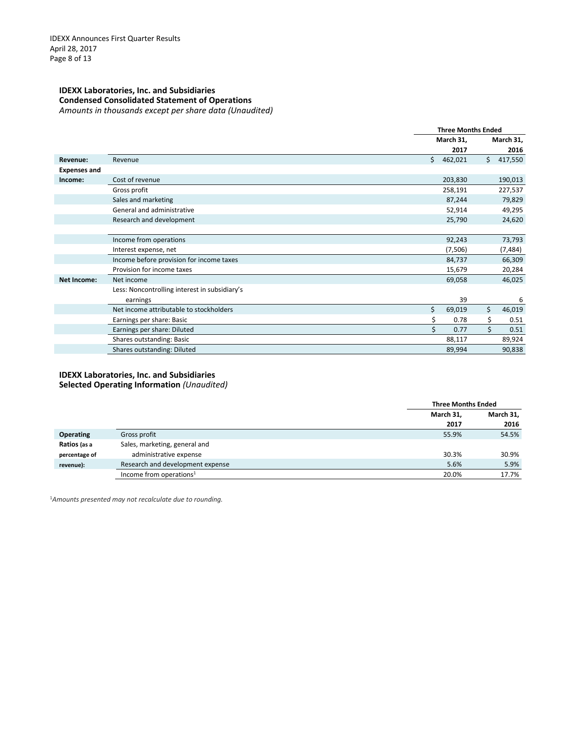**IDEXX Laboratories, Inc. and Subsidiaries**
**Condensed Consolidated Statement of Operations**
*Amounts in thousands except per share data (Unaudited)*

| | | Three Months Ended | |
|---|---|---|---|
| | | March 31, 2017 | March 31, 2016 |
| **Revenue:** | Revenue | $ 462,021 | $ 417,550 |
| **Expenses and Income:** | Cost of revenue | 203,830 | 190,013 |
| | Gross profit | 258,191 | 227,537 |
| | Sales and marketing | 87,244 | 79,829 |
| | General and administrative | 52,914 | 49,295 |
| | Research and development | 25,790 | 24,620 |
| | Income from operations | 92,243 | 73,793 |
| | Interest expense, net | (7,506) | (7,484) |
| | Income before provision for income taxes | 84,737 | 66,309 |
| | Provision for income taxes | 15,679 | 20,284 |
| **Net Income:** | Net income | 69,058 | 46,025 |
| | Less: Noncontrolling interest in subsidiary's earnings | 39 | 6 |
| | Net income attributable to stockholders | $ 69,019 | $ 46,019 |
| | Earnings per share: Basic | $ 0.78 | $ 0.51 |
| | Earnings per share: Diluted | $ 0.77 | $ 0.51 |
| | Shares outstanding: Basic | 88,117 | 89,924 |
| | Shares outstanding: Diluted | 89,994 | 90,838 |

**IDEXX Laboratories, Inc. and Subsidiaries**
**Selected Operating Information** *(Unaudited)*

| | | Three Months Ended | |
|---|---|---|---|
| | | March 31, 2017 | March 31, 2016 |
| **Operating Ratios** (as a percentage of revenue): | Gross profit | 55.9% | 54.5% |
| | Sales, marketing, general and administrative expense | 30.3% | 30.9% |
| | Research and development expense | 5.6% | 5.9% |
| | Income from operations[1] | 20.0% | 17.7% |

[1]*Amounts presented may not recalculate due to rounding.*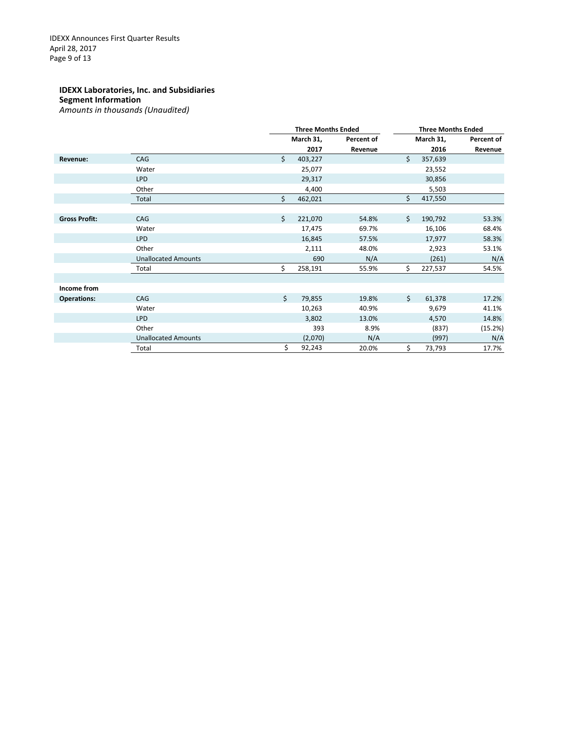**IDEXX Laboratories, Inc. and Subsidiaries**
**Segment Information**
*Amounts in thousands (Unaudited)*

| | | Three Months Ended March 31, 2017 | Percent of Revenue | Three Months Ended March 31, 2016 | Percent of Revenue |
|---|---|---|---|---|---|
| **Revenue:** | CAG | $ 403,227 | | $ 357,639 | |
| | Water | 25,077 | | 23,552 | |
| | LPD | 29,317 | | 30,856 | |
| | Other | 4,400 | | 5,503 | |
| | Total | $ 462,021 | | $ 417,550 | |
| | | | | | |
| **Gross Profit:** | CAG | $ 221,070 | 54.8% | $ 190,792 | 53.3% |
| | Water | 17,475 | 69.7% | 16,106 | 68.4% |
| | LPD | 16,845 | 57.5% | 17,977 | 58.3% |
| | Other | 2,111 | 48.0% | 2,923 | 53.1% |
| | Unallocated Amounts | 690 | N/A | (261) | N/A |
| | Total | $ 258,191 | 55.9% | $ 227,537 | 54.5% |
| | | | | | |
| **Income from Operations:** | CAG | $ 79,855 | 19.8% | $ 61,378 | 17.2% |
| | Water | 10,263 | 40.9% | 9,679 | 41.1% |
| | LPD | 3,802 | 13.0% | 4,570 | 14.8% |
| | Other | 393 | 8.9% | (837) | (15.2%) |
| | Unallocated Amounts | (2,070) | N/A | (997) | N/A |
| | Total | $ 92,243 | 20.0% | $ 73,793 | 17.7% |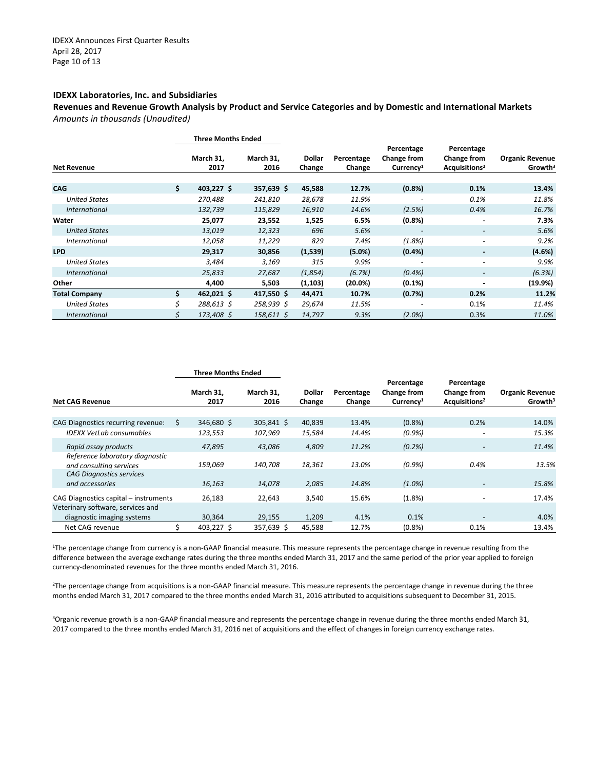**IDEXX Laboratories, Inc. and Subsidiaries**

**Revenues and Revenue Growth Analysis by Product and Service Categories and by Domestic and International Markets**

*Amounts in thousands (Unaudited)*

| Net Revenue | Three Months Ended March 31, 2017 | Three Months Ended March 31, 2016 | Dollar Change | Percentage Change | Percentage Change from Currency[1] | Percentage Change from Acquisitions[2] | Organic Revenue Growth[3] |
|---|---|---|---|---|---|---|---|
| **CAG** | **$ 403,227** | **$ 357,639** | **$ 45,588** | **12.7%** | **(0.8%)** | **0.1%** | **13.4%** |
| *United States* | *270,488* | *241,810* | *28,678* | *11.9%* | - | *0.1%* | *11.8%* |
| *International* | *132,739* | *115,829* | *16,910* | *14.6%* | *(2.5%)* | *0.4%* | *16.7%* |
| **Water** | **25,077** | **23,552** | **1,525** | **6.5%** | **(0.8%)** | **-** | **7.3%** |
| *United States* | *13,019* | *12,323* | *696* | *5.6%* | - | - | *5.6%* |
| *International* | *12,058* | *11,229* | *829* | *7.4%* | *(1.8%)* | - | *9.2%* |
| **LPD** | **29,317** | **30,856** | **(1,539)** | **(5.0%)** | **(0.4%)** | **-** | **(4.6%)** |
| *United States* | *3,484* | *3,169* | *315* | *9.9%* | - | - | *9.9%* |
| *International* | *25,833* | *27,687* | *(1,854)* | *(6.7%)* | *(0.4%)* | - | *(6.3%)* |
| **Other** | **4,400** | **5,503** | **(1,103)** | **(20.0%)** | **(0.1%)** | **-** | **(19.9%)** |
| **Total Company** | **$ 462,021** | **$ 417,550** | **$ 44,471** | **10.7%** | **(0.7%)** | **0.2%** | **11.2%** |
| *United States* | *$ 288,613* | *$ 258,939* | *$ 29,674* | *11.5%* | - | 0.1% | *11.4%* |
| *International* | *$ 173,408* | *$ 158,611* | *$ 14,797* | *9.3%* | *(2.0%)* | 0.3% | *11.0%* |

| Net CAG Revenue | Three Months Ended March 31, 2017 | Three Months Ended March 31, 2016 | Dollar Change | Percentage Change | Percentage Change from Currency[1] | Percentage Change from Acquisitions[2] | Organic Revenue Growth[3] |
|---|---|---|---|---|---|---|---|
| CAG Diagnostics recurring revenue: | $ 346,680 | $ 305,841 | $ 40,839 | 13.4% | (0.8%) | 0.2% | 14.0% |
| *IDEXX VetLab consumables* | *123,553* | *107,969* | *15,584* | *14.4%* | *(0.9%)* | - | *15.3%* |
| *Rapid assay products* | *47,895* | *43,086* | *4,809* | *11.2%* | *(0.2%)* | - | *11.4%* |
| *Reference laboratory diagnostic and consulting services* | *159,069* | *140,708* | *18,361* | *13.0%* | *(0.9%)* | *0.4%* | *13.5%* |
| *CAG Diagnostics services and accessories* | *16,163* | *14,078* | *2,085* | *14.8%* | *(1.0%)* | - | *15.8%* |
| CAG Diagnostics capital – instruments | 26,183 | 22,643 | 3,540 | 15.6% | (1.8%) | - | 17.4% |
| Veterinary software, services and diagnostic imaging systems | 30,364 | 29,155 | 1,209 | 4.1% | 0.1% | - | 4.0% |
| Net CAG revenue | $ 403,227 | $ 357,639 | $ 45,588 | 12.7% | (0.8%) | 0.1% | 13.4% |

[1]The percentage change from currency is a non-GAAP financial measure. This measure represents the percentage change in revenue resulting from the difference between the average exchange rates during the three months ended March 31, 2017 and the same period of the prior year applied to foreign currency-denominated revenues for the three months ended March 31, 2016.

[2]The percentage change from acquisitions is a non-GAAP financial measure. This measure represents the percentage change in revenue during the three months ended March 31, 2017 compared to the three months ended March 31, 2016 attributed to acquisitions subsequent to December 31, 2015.

[3]Organic revenue growth is a non-GAAP financial measure and represents the percentage change in revenue during the three months ended March 31, 2017 compared to the three months ended March 31, 2016 net of acquisitions and the effect of changes in foreign currency exchange rates.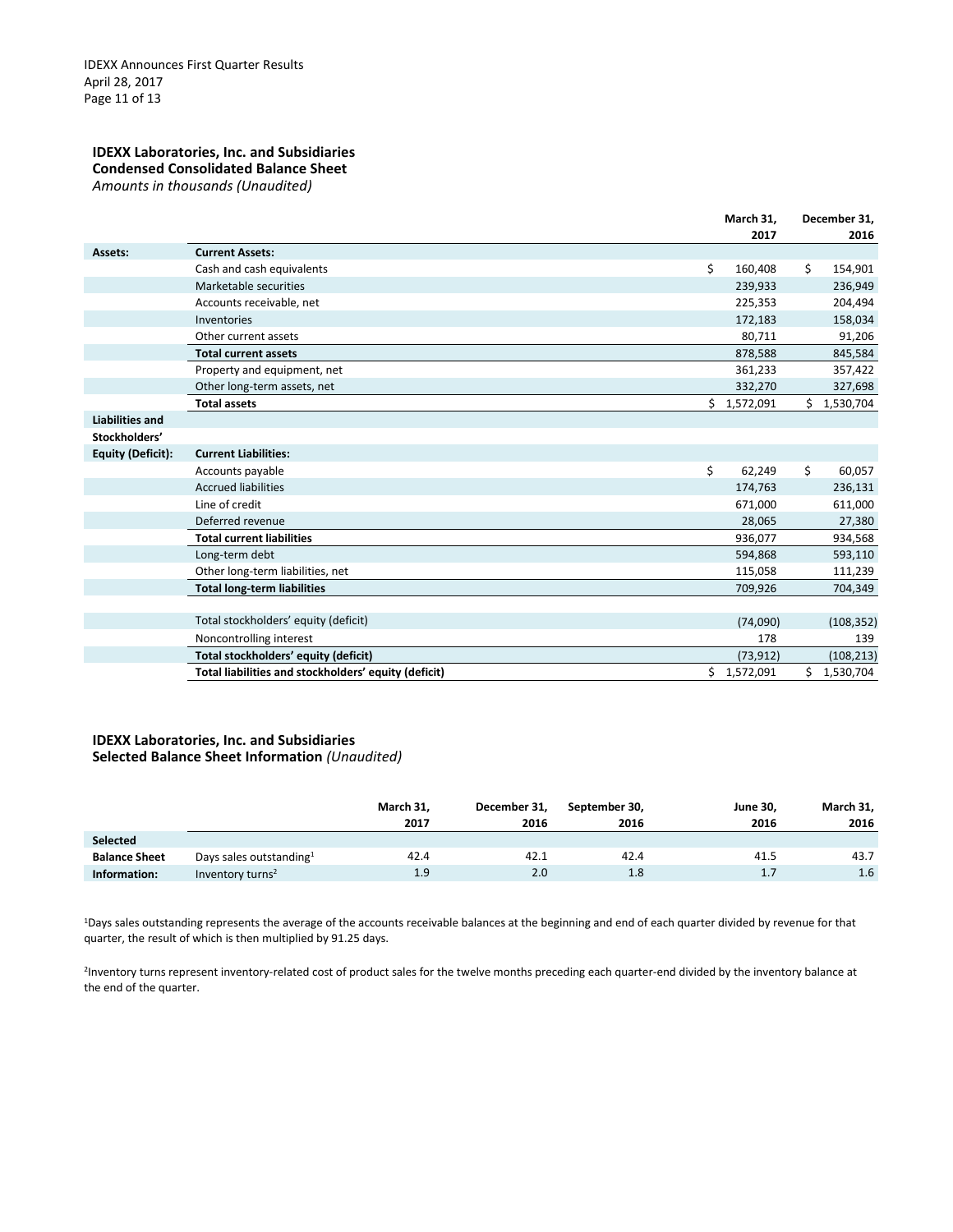## IDEXX Laboratories, Inc. and Subsidiaries
## Condensed Consolidated Balance Sheet
*Amounts in thousands (Unaudited)*

| | | March 31, 2017 | December 31, 2016 |
|---|---|---|---|
| **Assets:** | **Current Assets:** | | |
| | Cash and cash equivalents | $ 160,408 | $ 154,901 |
| | Marketable securities | 239,933 | 236,949 |
| | Accounts receivable, net | 225,353 | 204,494 |
| | Inventories | 172,183 | 158,034 |
| | Other current assets | 80,711 | 91,206 |
| | **Total current assets** | 878,588 | 845,584 |
| | Property and equipment, net | 361,233 | 357,422 |
| | Other long-term assets, net | 332,270 | 327,698 |
| | **Total assets** | $ 1,572,091 | $ 1,530,704 |
| **Liabilities and Stockholders' Equity (Deficit):** | **Current Liabilities:** | | |
| | Accounts payable | $ 62,249 | $ 60,057 |
| | Accrued liabilities | 174,763 | 236,131 |
| | Line of credit | 671,000 | 611,000 |
| | Deferred revenue | 28,065 | 27,380 |
| | **Total current liabilities** | 936,077 | 934,568 |
| | Long-term debt | 594,868 | 593,110 |
| | Other long-term liabilities, net | 115,058 | 111,239 |
| | **Total long-term liabilities** | 709,926 | 704,349 |
| | | | |
| | Total stockholders' equity (deficit) | (74,090) | (108,352) |
| | Noncontrolling interest | 178 | 139 |
| | **Total stockholders' equity (deficit)** | (73,912) | (108,213) |
| | **Total liabilities and stockholders' equity (deficit)** | $ 1,572,091 | $ 1,530,704 |

## IDEXX Laboratories, Inc. and Subsidiaries
## Selected Balance Sheet Information *(Unaudited)*

| | | March 31, 2017 | December 31, 2016 | September 30, 2016 | June 30, 2016 | March 31, 2016 |
|---|---|---|---|---|---|---|
| **Selected Balance Sheet Information:** | Days sales outstanding[1] | 42.4 | 42.1 | 42.4 | 41.5 | 43.7 |
| | Inventory turns[2] | 1.9 | 2.0 | 1.8 | 1.7 | 1.6 |

[1]Days sales outstanding represents the average of the accounts receivable balances at the beginning and end of each quarter divided by revenue for that quarter, the result of which is then multiplied by 91.25 days.

[2]Inventory turns represent inventory-related cost of product sales for the twelve months preceding each quarter-end divided by the inventory balance at the end of the quarter.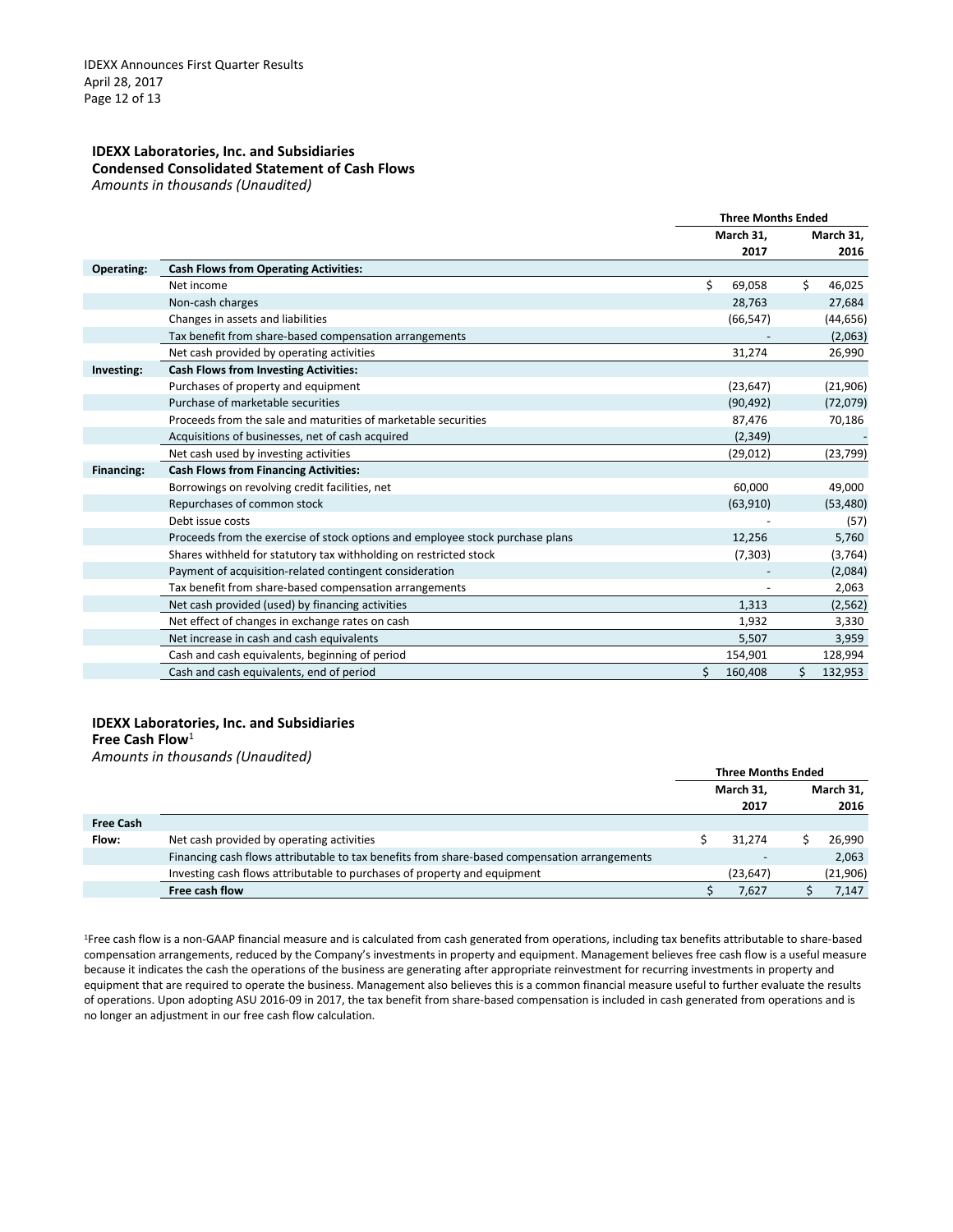**IDEXX Laboratories, Inc. and Subsidiaries**
**Condensed Consolidated Statement of Cash Flows**
*Amounts in thousands (Unaudited)*

| | | Three Months Ended | |
|---|---|---|---|
| | | March 31, 2017 | March 31, 2016 |
| **Operating:** | **Cash Flows from Operating Activities:** | | |
| | Net income | $ 69,058 | $ 46,025 |
| | Non-cash charges | 28,763 | 27,684 |
| | Changes in assets and liabilities | (66,547) | (44,656) |
| | Tax benefit from share-based compensation arrangements | - | (2,063) |
| | Net cash provided by operating activities | 31,274 | 26,990 |
| **Investing:** | **Cash Flows from Investing Activities:** | | |
| | Purchases of property and equipment | (23,647) | (21,906) |
| | Purchase of marketable securities | (90,492) | (72,079) |
| | Proceeds from the sale and maturities of marketable securities | 87,476 | 70,186 |
| | Acquisitions of businesses, net of cash acquired | (2,349) | - |
| | Net cash used by investing activities | (29,012) | (23,799) |
| **Financing:** | **Cash Flows from Financing Activities:** | | |
| | Borrowings on revolving credit facilities, net | 60,000 | 49,000 |
| | Repurchases of common stock | (63,910) | (53,480) |
| | Debt issue costs | - | (57) |
| | Proceeds from the exercise of stock options and employee stock purchase plans | 12,256 | 5,760 |
| | Shares withheld for statutory tax withholding on restricted stock | (7,303) | (3,764) |
| | Payment of acquisition-related contingent consideration | - | (2,084) |
| | Tax benefit from share-based compensation arrangements | - | 2,063 |
| | Net cash provided (used) by financing activities | 1,313 | (2,562) |
| | Net effect of changes in exchange rates on cash | 1,932 | 3,330 |
| | Net increase in cash and cash equivalents | 5,507 | 3,959 |
| | Cash and cash equivalents, beginning of period | 154,901 | 128,994 |
| | Cash and cash equivalents, end of period | $ 160,408 | $ 132,953 |

**IDEXX Laboratories, Inc. and Subsidiaries**
**Free Cash Flow**[1]
*Amounts in thousands (Unaudited)*

| | | Three Months Ended | |
|---|---|---|---|
| | | March 31, 2017 | March 31, 2016 |
| **Free Cash Flow:** | Net cash provided by operating activities | $ 31,274 | $ 26,990 |
| | Financing cash flows attributable to tax benefits from share-based compensation arrangements | - | 2,063 |
| | Investing cash flows attributable to purchases of property and equipment | (23,647) | (21,906) |
| | **Free cash flow** | $ 7,627 | $ 7,147 |

[1]Free cash flow is a non-GAAP financial measure and is calculated from cash generated from operations, including tax benefits attributable to share-based compensation arrangements, reduced by the Company's investments in property and equipment. Management believes free cash flow is a useful measure because it indicates the cash the operations of the business are generating after appropriate reinvestment for recurring investments in property and equipment that are required to operate the business. Management also believes this is a common financial measure useful to further evaluate the results of operations. Upon adopting ASU 2016-09 in 2017, the tax benefit from share-based compensation is included in cash generated from operations and is no longer an adjustment in our free cash flow calculation.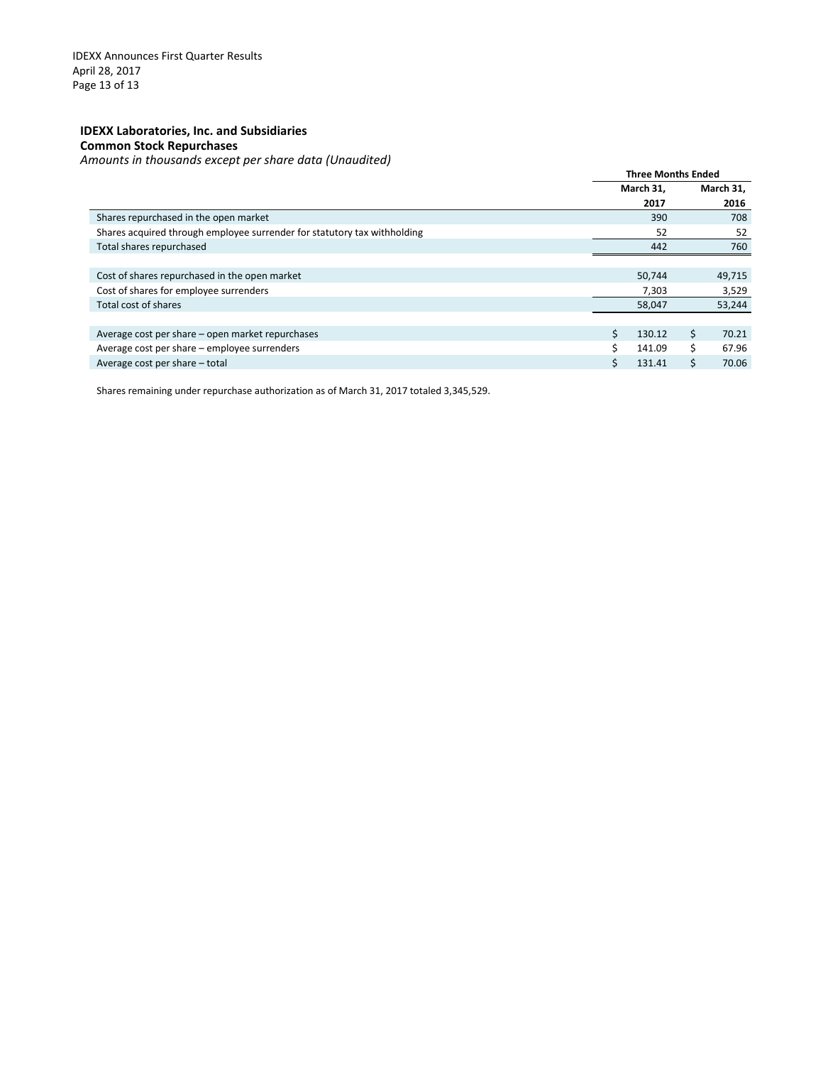**IDEXX Laboratories, Inc. and Subsidiaries**
**Common Stock Repurchases**
*Amounts in thousands except per share data (Unaudited)*

| | Three Months Ended | |
|---|---|---|
| | March 31, 2017 | March 31, 2016 |
| Shares repurchased in the open market | 390 | 708 |
| Shares acquired through employee surrender for statutory tax withholding | 52 | 52 |
| Total shares repurchased | 442 | 760 |
| | | |
| Cost of shares repurchased in the open market | 50,744 | 49,715 |
| Cost of shares for employee surrenders | 7,303 | 3,529 |
| Total cost of shares | 58,047 | 53,244 |
| | | |
| Average cost per share – open market repurchases | $ 130.12 | $ 70.21 |
| Average cost per share – employee surrenders | $ 141.09 | $ 67.96 |
| Average cost per share – total | $ 131.41 | $ 70.06 |

Shares remaining under repurchase authorization as of March 31, 2017 totaled 3,345,529.